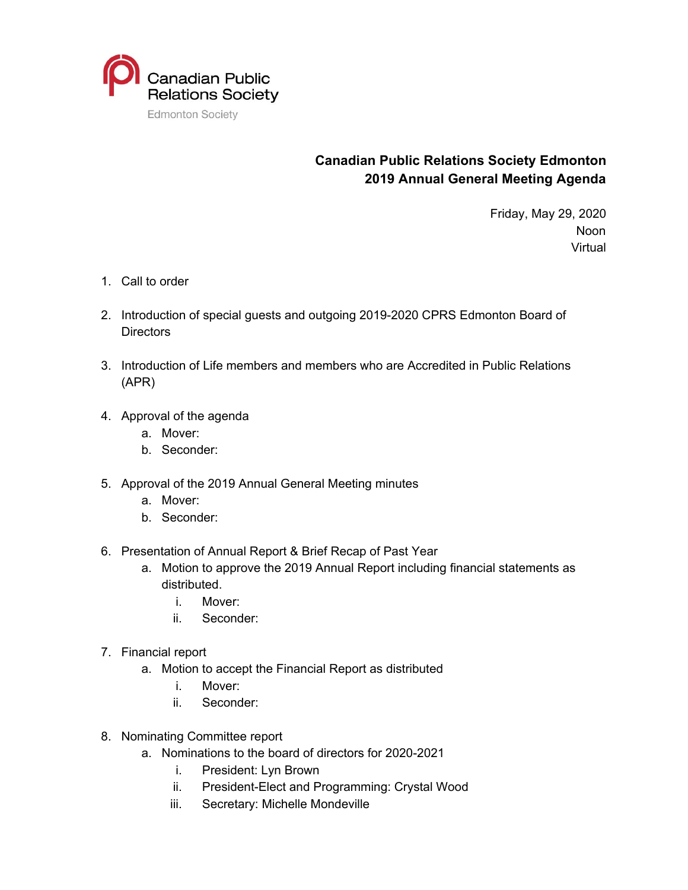Canadian Public Relations Society

Edmonton Society

**Canadian Public Relations Society Edmonton**
**2019 Annual General Meeting Agenda**

Friday, May 29, 2020
Noon
Virtual

1. Call to order
2. Introduction of special guests and outgoing 2019-2020 CPRS Edmonton Board of Directors
3. Introduction of Life members and members who are Accredited in Public Relations (APR)
4. Approval of the agenda
   a. Mover:
   b. Seconder:
5. Approval of the 2019 Annual General Meeting minutes
   a. Mover:
   b. Seconder:
6. Presentation of Annual Report & Brief Recap of Past Year
   a. Motion to approve the 2019 Annual Report including financial statements as distributed.
      i. Mover:
      ii. Seconder:
7. Financial report
   a. Motion to accept the Financial Report as distributed
      i. Mover:
      ii. Seconder:
8. Nominating Committee report
   a. Nominations to the board of directors for 2020-2021
      i. President: Lyn Brown
      ii. President-Elect and Programming: Crystal Wood
      iii. Secretary: Michelle Mondeville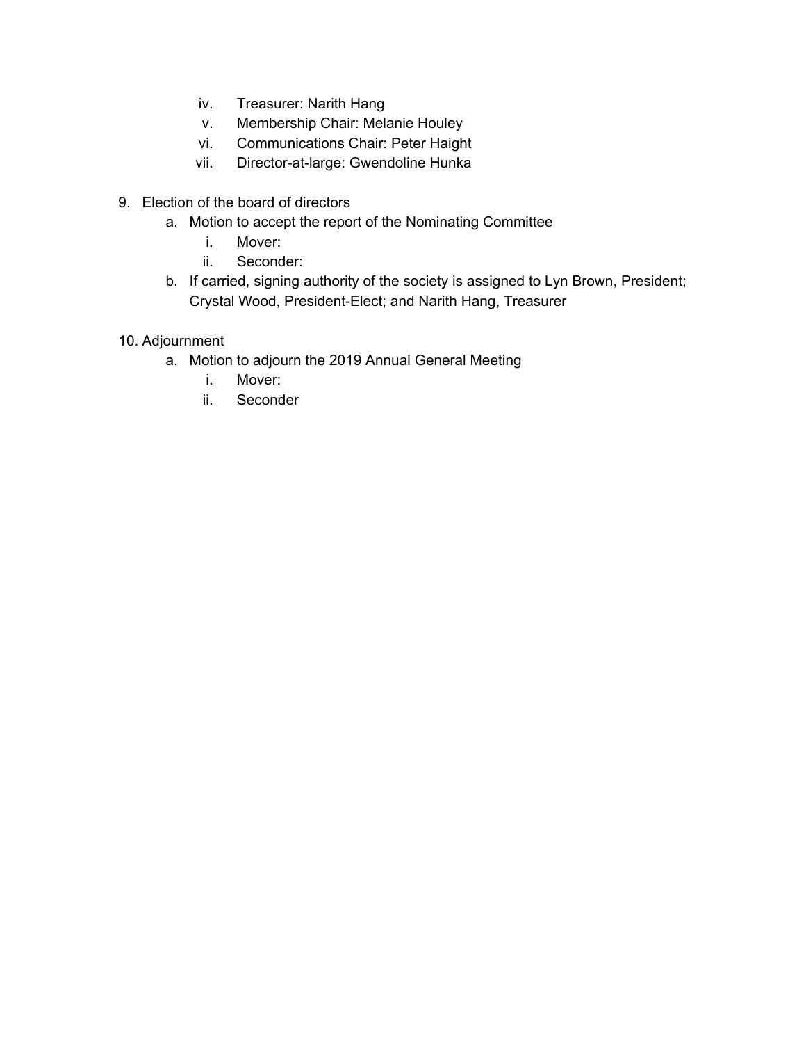iv. Treasurer: Narith Hang
    v. Membership Chair: Melanie Houley
    vi. Communications Chair: Peter Haight
    vii. Director-at-large: Gwendoline Hunka

9. Election of the board of directors
    a. Motion to accept the report of the Nominating Committee
        i. Mover:
        ii. Seconder:
    b. If carried, signing authority of the society is assigned to Lyn Brown, President; Crystal Wood, President-Elect; and Narith Hang, Treasurer

10. Adjournment
    a. Motion to adjourn the 2019 Annual General Meeting
        i. Mover:
        ii. Seconder